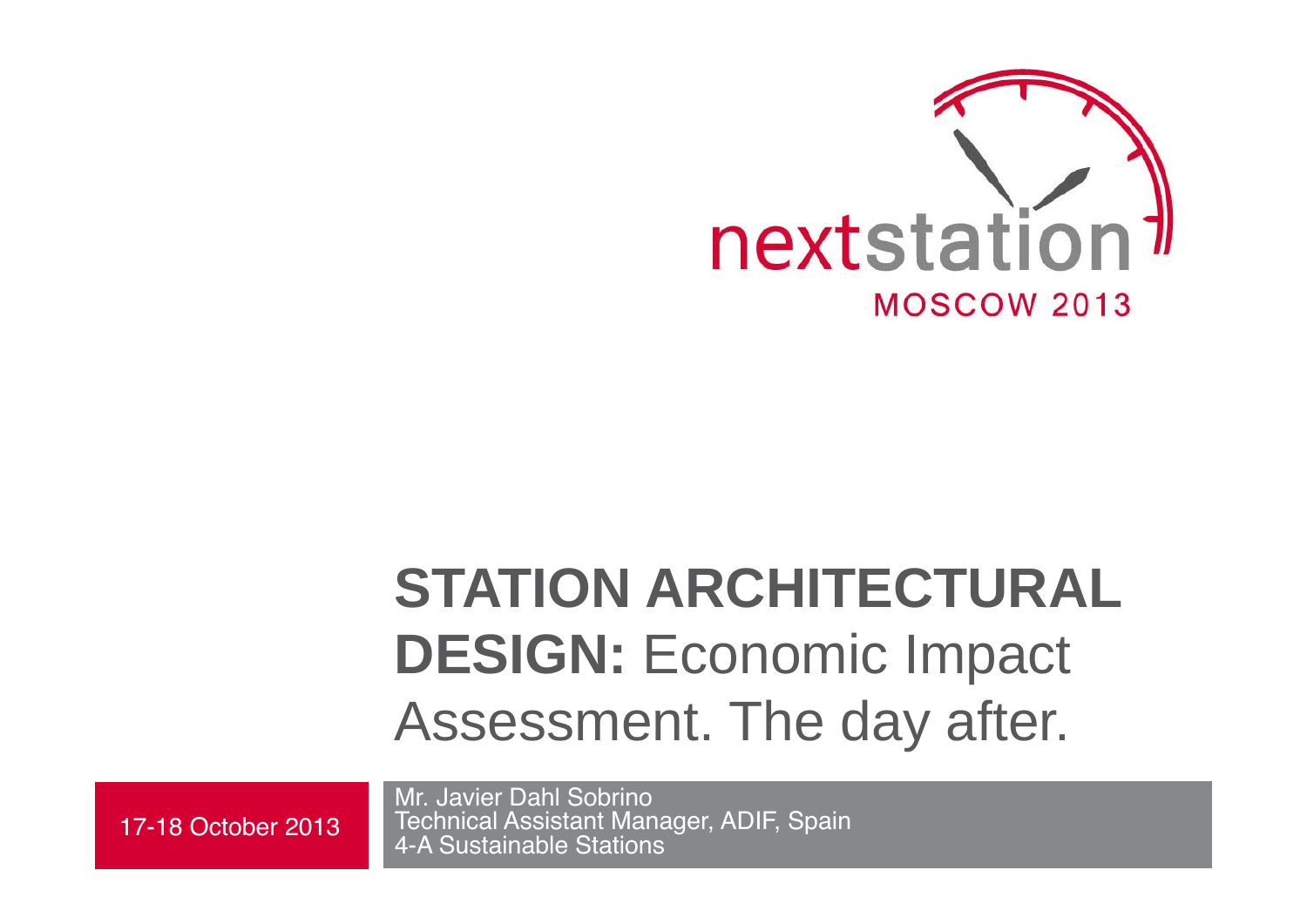nextstation
MOSCOW 2013

# STATION ARCHITECTURAL DESIGN: Economic Impact Assessment. The day after.

17-18 October 2013

Mr. Javier Dahl Sobrino
Technical Assistant Manager, ADIF, Spain
4-A Sustainable Stations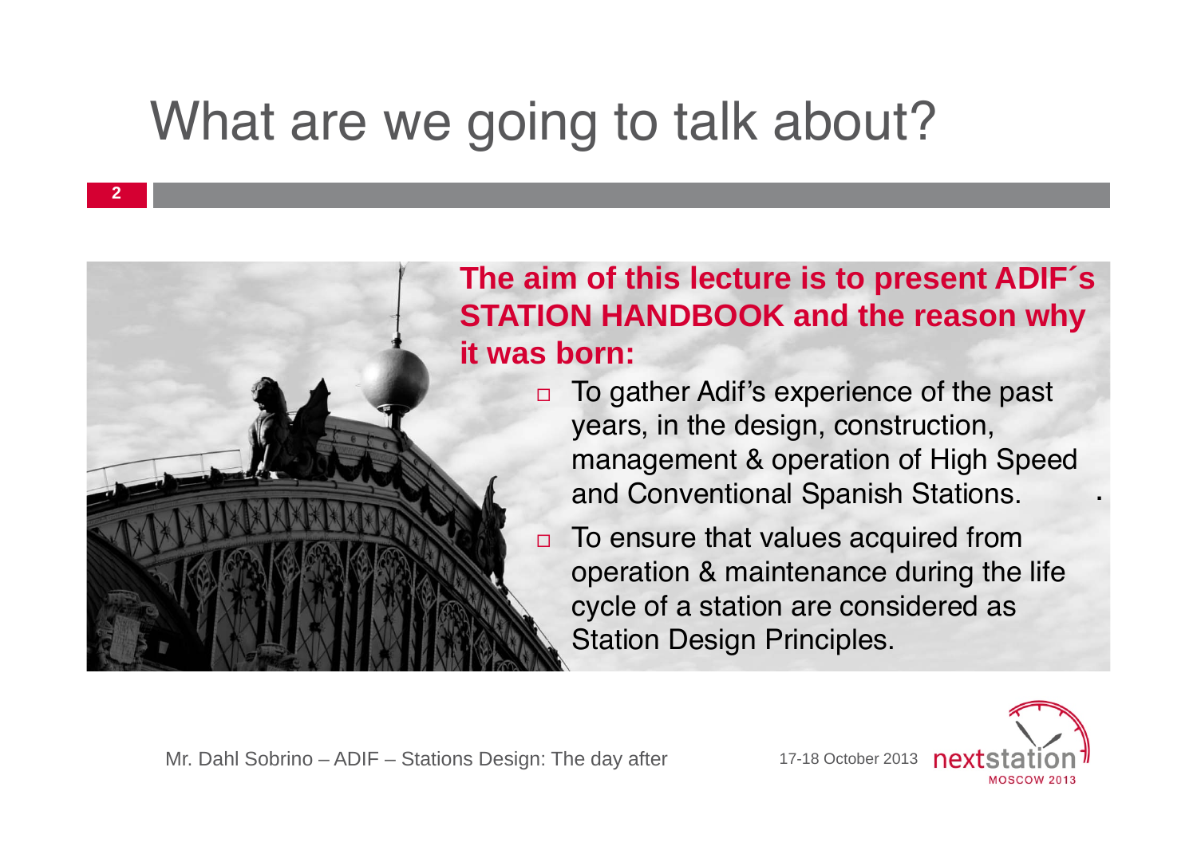# What are we going to talk about?

**The aim of this lecture is to present ADIF´s STATION HANDBOOK and the reason why it was born:**

- To gather Adif's experience of the past years, in the design, construction, management & operation of High Speed and Conventional Spanish Stations.
- To ensure that values acquired from operation & maintenance during the life cycle of a station are considered as Station Design Principles.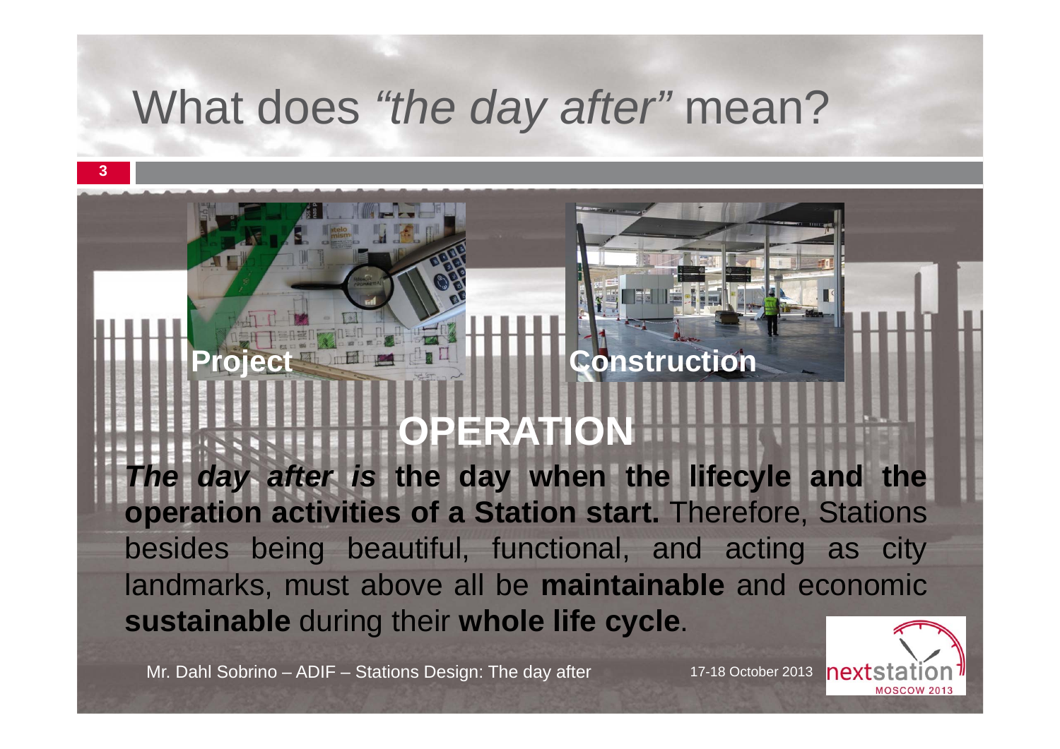# What does *“the day after”* mean?

**Project**

**Construction**

**OPERATION**

***The day after is*** **the day when the lifecyle and the operation activities of a Station start.** Therefore, Stations besides being beautiful, functional, and acting as city landmarks, must above all be **maintainable** and economic **sustainable** during their **whole life cycle**.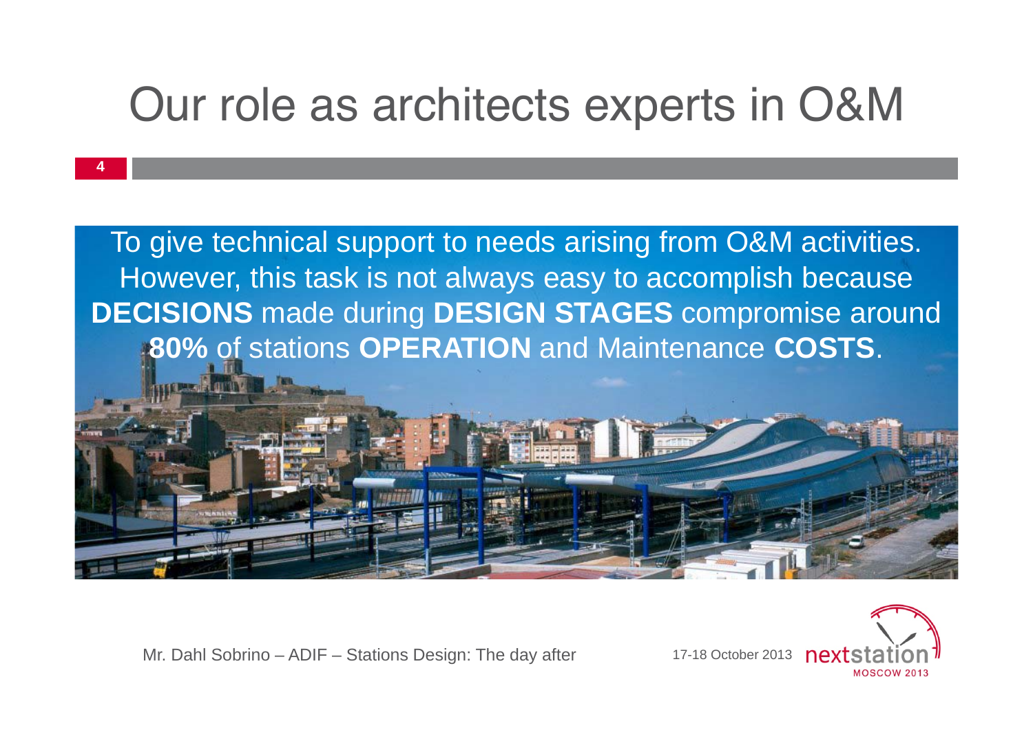# Our role as architects experts in O&M

To give technical support to needs arising from O&M activities. However, this task is not always easy to accomplish because **DECISIONS** made during **DESIGN STAGES** compromise around **80%** of stations **OPERATION** and Maintenance **COSTS**.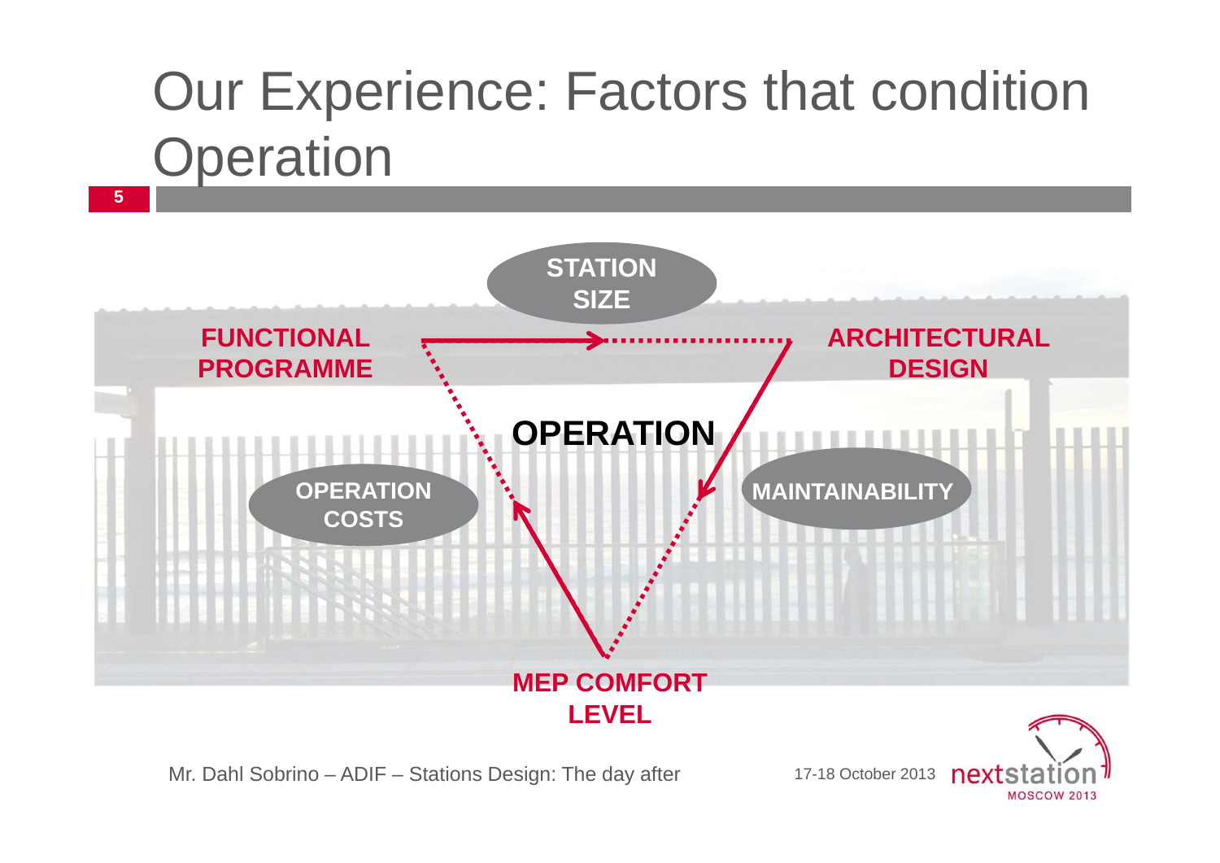# Our Experience: Factors that condition Operation

**STATION SIZE**

**FUNCTIONAL PROGRAMME**

**ARCHITECTURAL DESIGN**

**OPERATION**

**OPERATION COSTS**

**MAINTAINABILITY**

**MEP COMFORT LEVEL**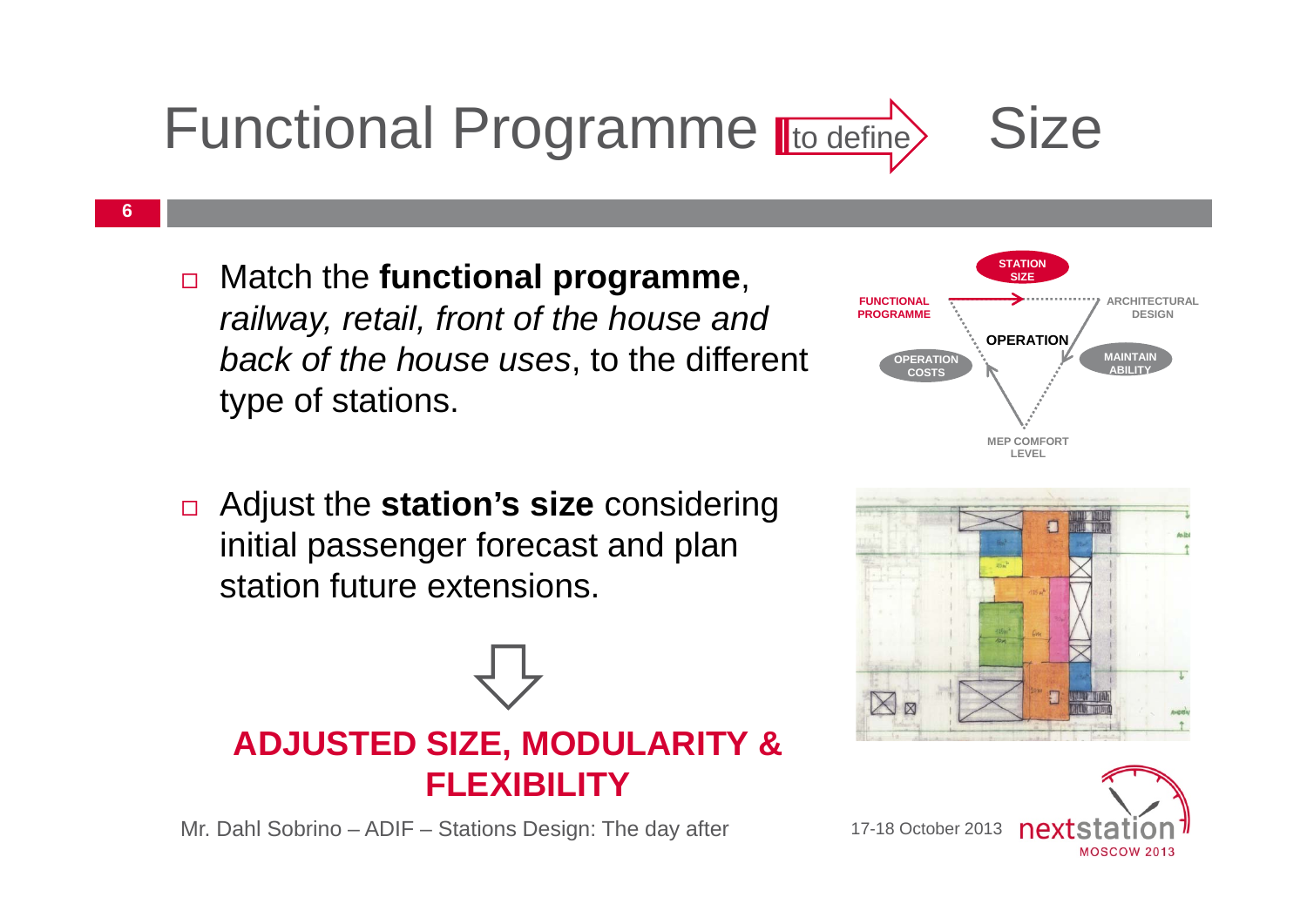# Functional Programme → to define → Size

- Match the **functional programme**, *railway, retail, front of the house and back of the house uses*, to the different type of stations.

- Adjust the **station's size** considering initial passenger forecast and plan station future extensions.

⇩

**ADJUSTED SIZE, MODULARITY & FLEXIBILITY**

STATION SIZE

FUNCTIONAL PROGRAMME → ARCHITECTURAL DESIGN

OPERATION

OPERATION COSTS

MAINTAIN ABILITY

MEP COMFORT LEVEL

Mr. Dahl Sobrino – ADIF – Stations Design: The day after

17-18 October 2013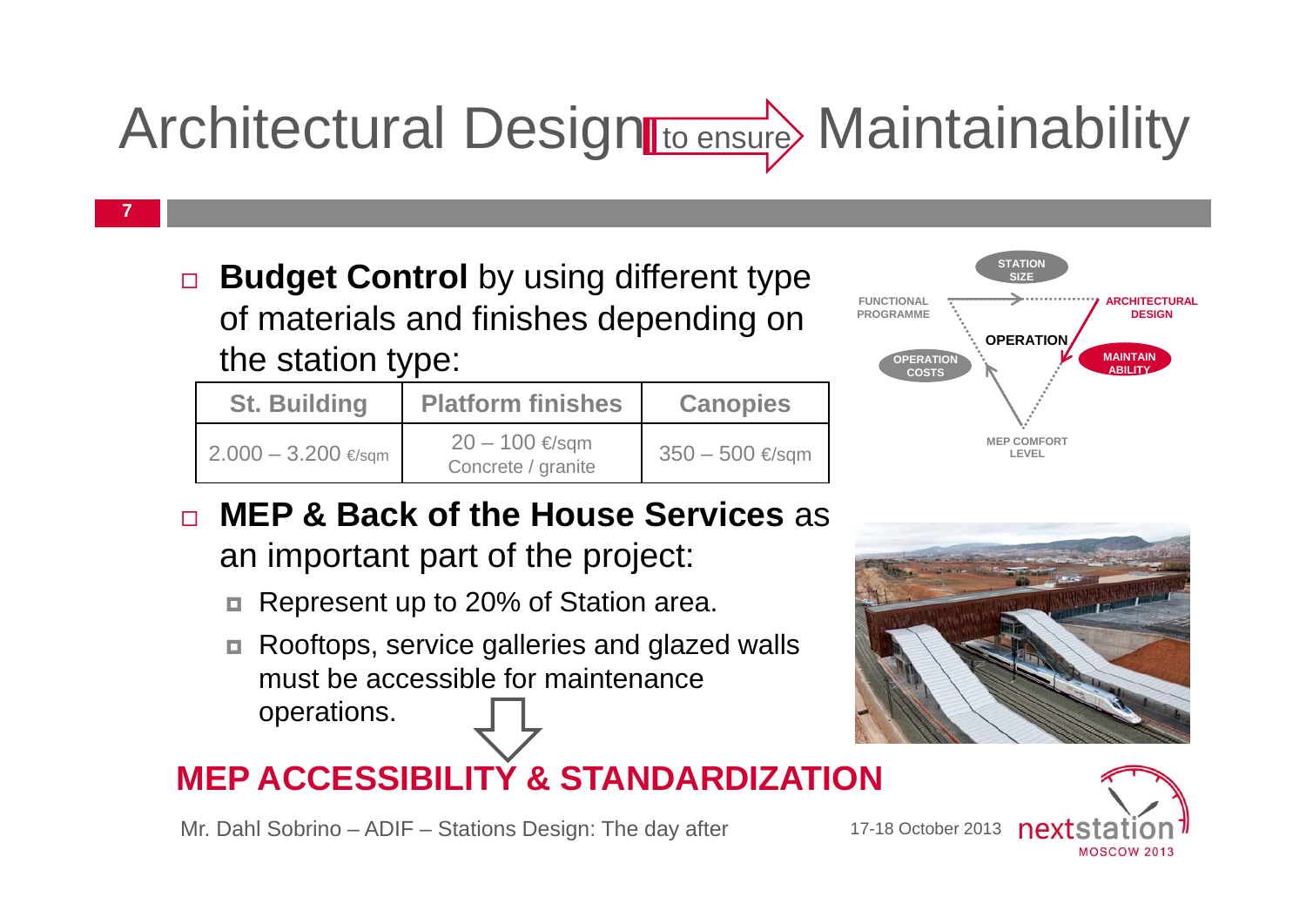# Architectural Design to ensure Maintainability

- **Budget Control** by using different type of materials and finishes depending on the station type:

| St. Building | Platform finishes | Canopies |
| --- | --- | --- |
| 2.000 – 3.200 €/sqm | 20 – 100 €/sqm Concrete / granite | 350 – 500 €/sqm |

STATION SIZE

FUNCTIONAL PROGRAMME

ARCHITECTURAL DESIGN

OPERATION

OPERATION COSTS

MAINTAIN ABILITY

MEP COMFORT LEVEL

- **MEP & Back of the House Services** as an important part of the project:
  - Represent up to 20% of Station area.
  - Rooftops, service galleries and glazed walls must be accessible for maintenance operations.

**MEP ACCESSIBILITY & STANDARDIZATION**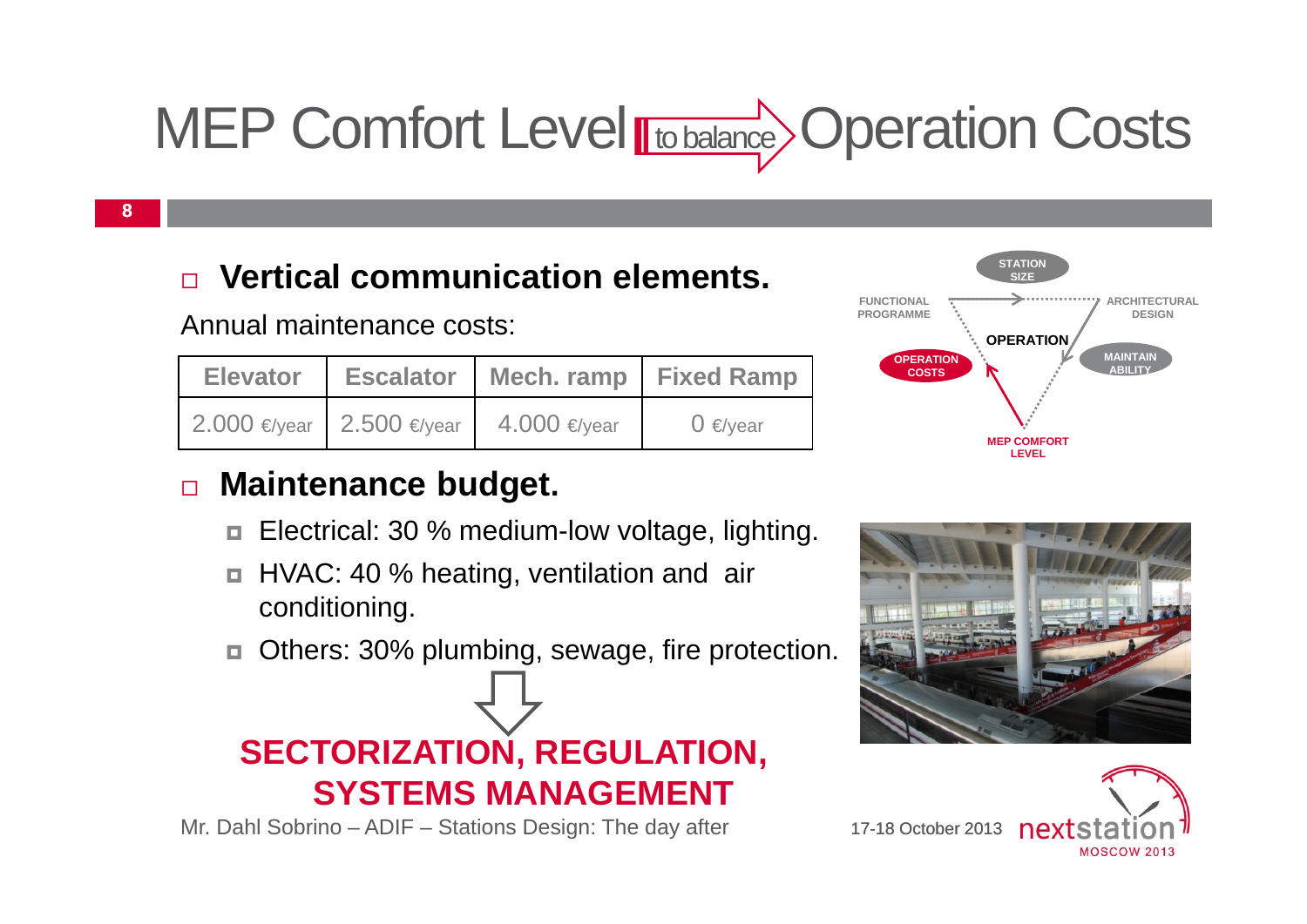# MEP Comfort Level to balance Operation Costs

- **Vertical communication elements.**

Annual maintenance costs:

| Elevator | Escalator | Mech. ramp | Fixed Ramp |
|---|---|---|---|
| 2.000 €/year | 2.500 €/year | 4.000 €/year | 0 €/year |

- **Maintenance budget.**
  - Electrical: 30 % medium-low voltage, lighting.
  - HVAC: 40 % heating, ventilation and air conditioning.
  - Others: 30% plumbing, sewage, fire protection.

**SECTORIZATION, REGULATION, SYSTEMS MANAGEMENT**

STATION SIZE

FUNCTIONAL PROGRAMME

ARCHITECTURAL DESIGN

OPERATION

OPERATION COSTS

MAINTAIN ABILITY

MEP COMFORT LEVEL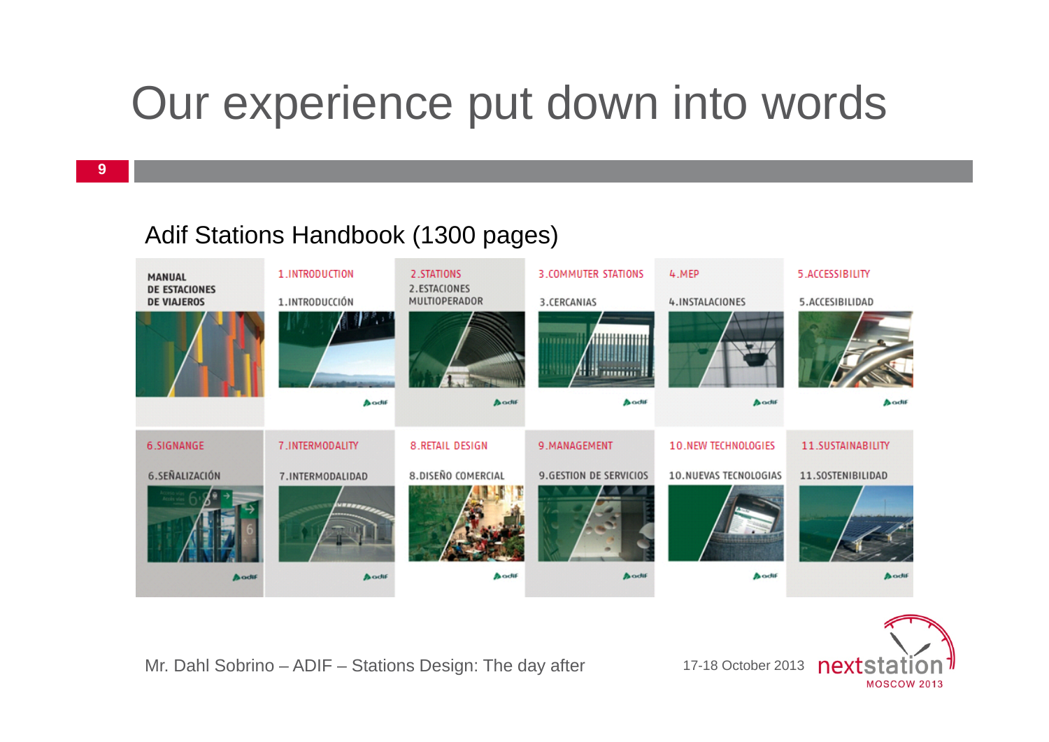# Our experience put down into words

## Adif Stations Handbook (1300 pages)

| | | | | | |
|---|---|---|---|---|---|
| MANUAL DE ESTACIONES DE VIAJEROS | 1.INTRODUCTION<br>1.INTRODUCCIÓN | 2.STATIONS<br>2.ESTACIONES MULTIOPERADOR | 3.COMMUTER STATIONS<br>3.CERCANIAS | 4.MEP<br>4.INSTALACIONES | 5.ACCESSIBILITY<br>5.ACCESIBILIDAD |
| 6.SIGNANGE<br>6.SEÑALIZACIÓN | 7.INTERMODALITY<br>7.INTERMODALIDAD | 8.RETAIL DESIGN<br>8.DISEÑO COMERCIAL | 9.MANAGEMENT<br>9.GESTION DE SERVICIOS | 10.NEW TECHNOLOGIES<br>10.NUEVAS TECNOLOGIAS | 11.SUSTAINABILITY<br>11.SOSTENIBILIDAD |

Mr. Dahl Sobrino – ADIF – Stations Design: The day after

17-18 October 2013 nextstation MOSCOW 2013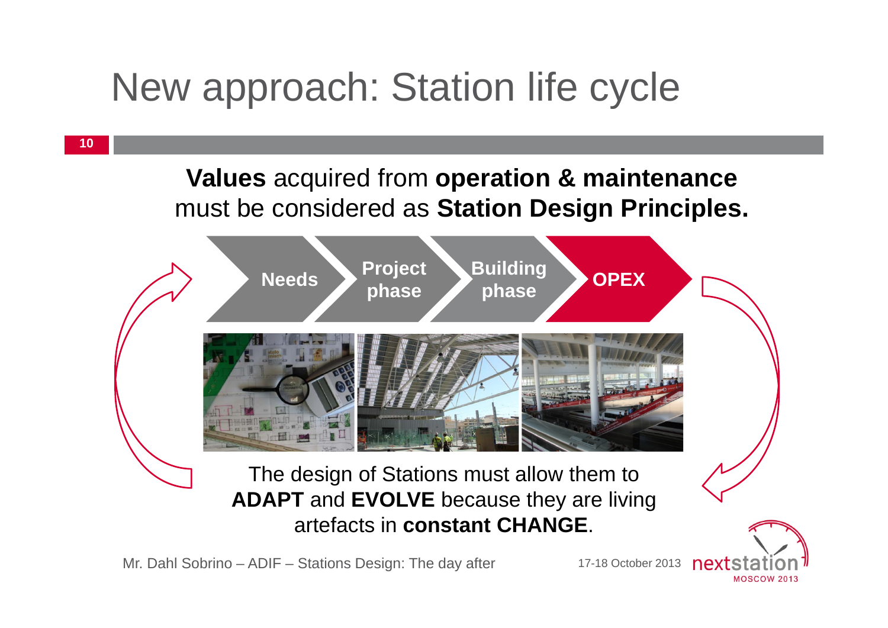# New approach: Station life cycle

**Values** acquired from **operation & maintenance** must be considered as **Station Design Principles.**

**Needs** → **Project phase** → **Building phase** → **OPEX**

The design of Stations must allow them to **ADAPT** and **EVOLVE** because they are living artefacts in **constant CHANGE**.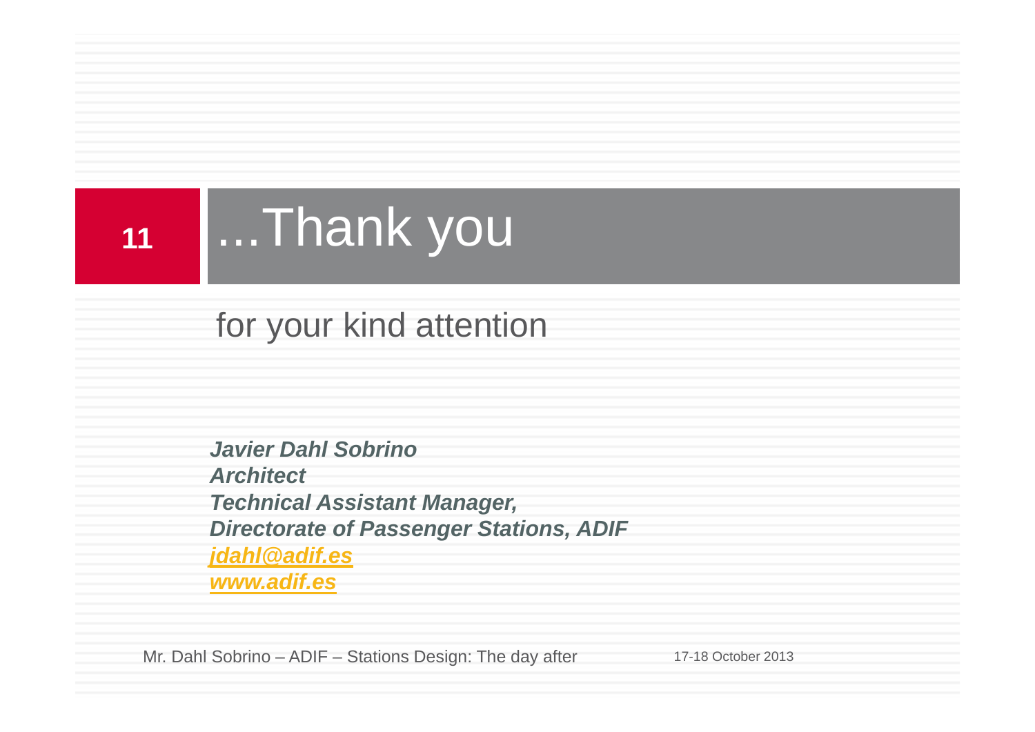# ...Thank you

for your kind attention

***Javier Dahl Sobrino***
***Architect***
***Technical Assistant Manager,***
***Directorate of Passenger Stations, ADIF***
***jdahl@adif.es***
***www.adif.es***